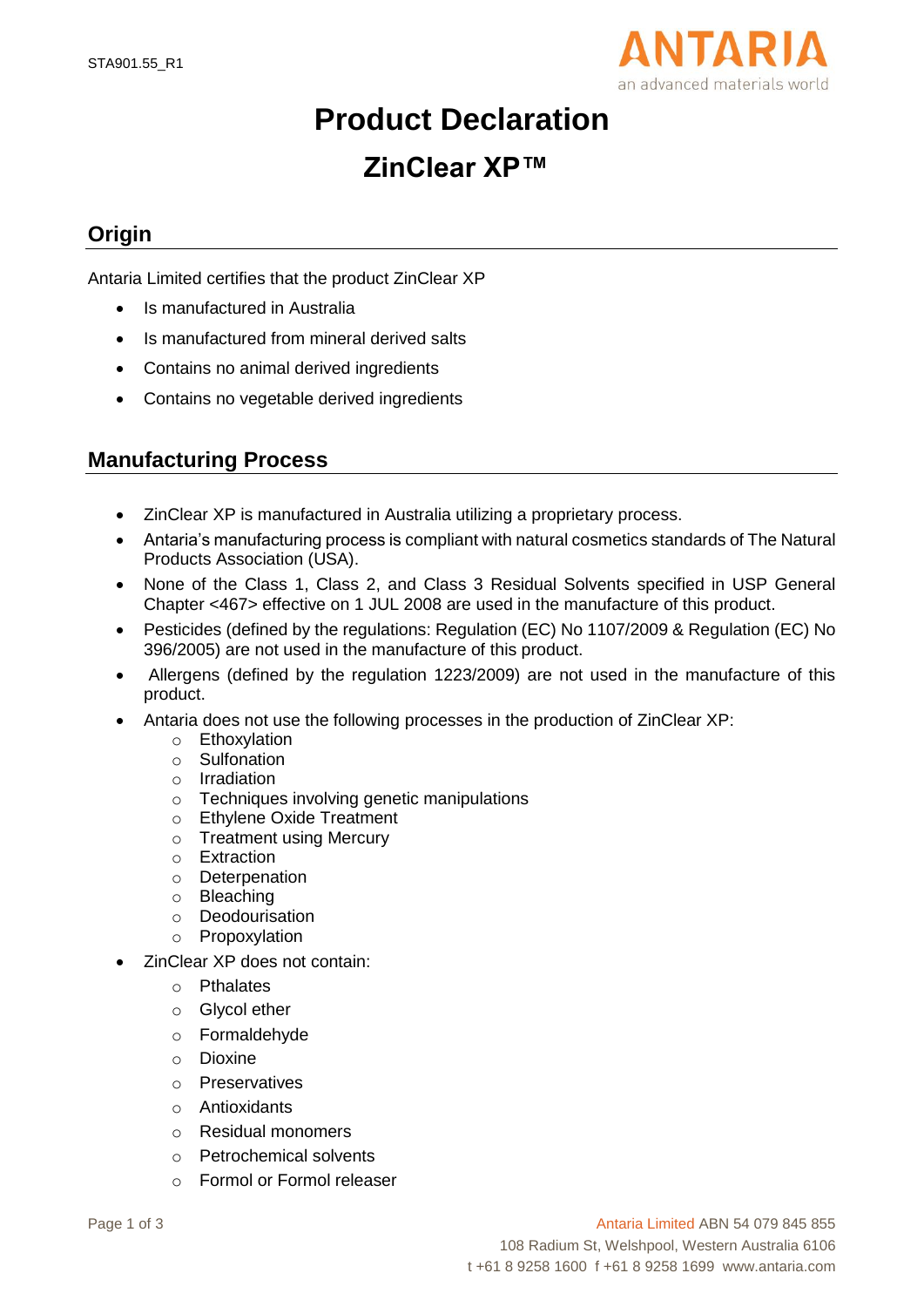STA901.55_R1

# Product Declaration

## ZinClear XP™

## Origin

Antaria Limited certifies that the product ZinClear XP

- Is manufactured in Australia
- Is manufactured from mineral derived salts
- Contains no animal derived ingredients
- Contains no vegetable derived ingredients

## Manufacturing Process

- ZinClear XP is manufactured in Australia utilizing a proprietary process.
- Antaria's manufacturing process is compliant with natural cosmetics standards of The Natural Products Association (USA).
- None of the Class 1, Class 2, and Class 3 Residual Solvents specified in USP General Chapter <467> effective on 1 JUL 2008 are used in the manufacture of this product.
- Pesticides (defined by the regulations: Regulation (EC) No 1107/2009 & Regulation (EC) No 396/2005) are not used in the manufacture of this product.
- Allergens (defined by the regulation 1223/2009) are not used in the manufacture of this product.
- Antaria does not use the following processes in the production of ZinClear XP:
  - Ethoxylation
  - Sulfonation
  - Irradiation
  - Techniques involving genetic manipulations
  - Ethylene Oxide Treatment
  - Treatment using Mercury
  - Extraction
  - Deterpenation
  - Bleaching
  - Deodourisation
  - Propoxylation
- ZinClear XP does not contain:
  - Pthalates
  - Glycol ether
  - Formaldehyde
  - Dioxine
  - Preservatives
  - Antioxidants
  - Residual monomers
  - Petrochemical solvents
  - Formol or Formol releaser

Antaria Limited ABN 54 079 845 855
108 Radium St, Welshpool, Western Australia 6106
t +61 8 9258 1600 f +61 8 9258 1699 www.antaria.com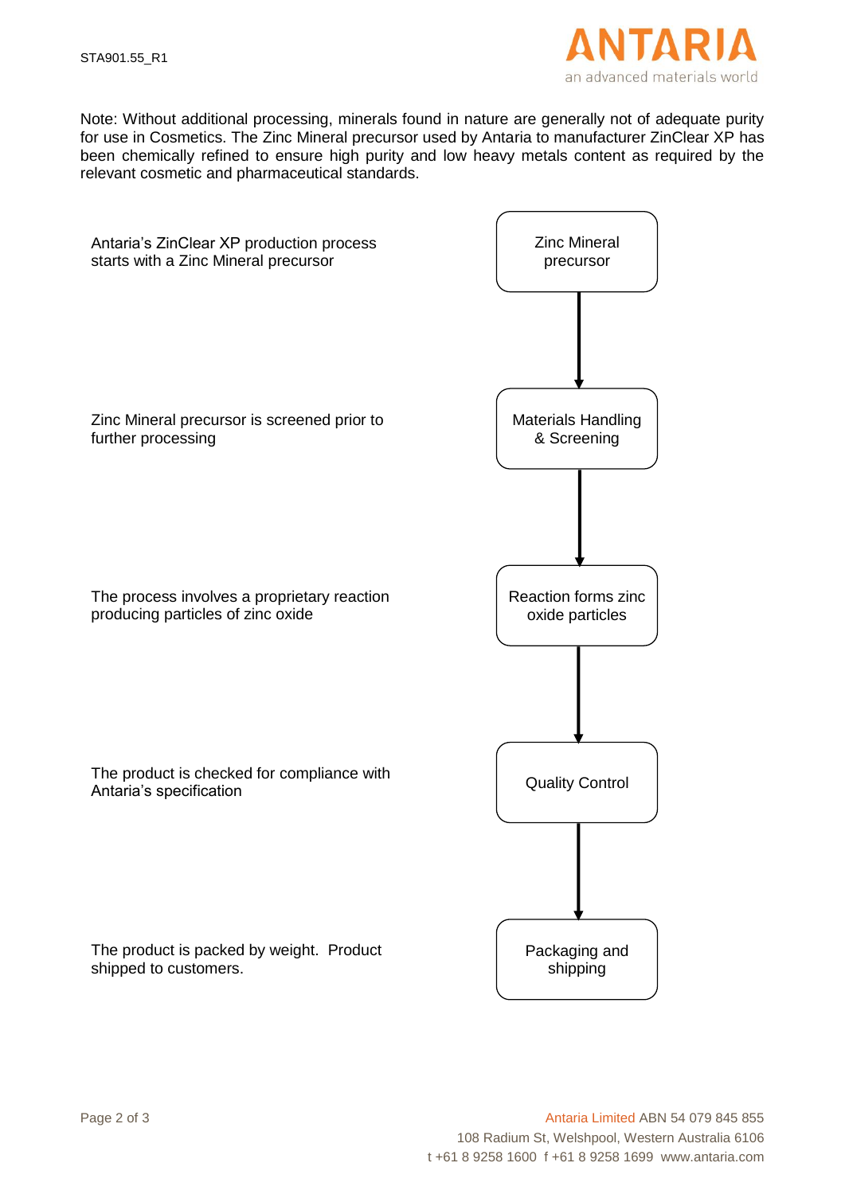Note: Without additional processing, minerals found in nature are generally not of adequate purity for use in Cosmetics. The Zinc Mineral precursor used by Antaria to manufacturer ZinClear XP has been chemically refined to ensure high purity and low heavy metals content as required by the relevant cosmetic and pharmaceutical standards.

| Description | Process step |
|---|---|
| Antaria's ZinClear XP production process starts with a Zinc Mineral precursor | Zinc Mineral precursor |
| Zinc Mineral precursor is screened prior to further processing | Materials Handling & Screening |
| The process involves a proprietary reaction producing particles of zinc oxide | Reaction forms zinc oxide particles |
| The product is checked for compliance with Antaria's specification | Quality Control |
| The product is packed by weight. Product shipped to customers. | Packaging and shipping |

Antaria Limited ABN 54 079 845 855
108 Radium St, Welshpool, Western Australia 6106
t +61 8 9258 1600 f +61 8 9258 1699 www.antaria.com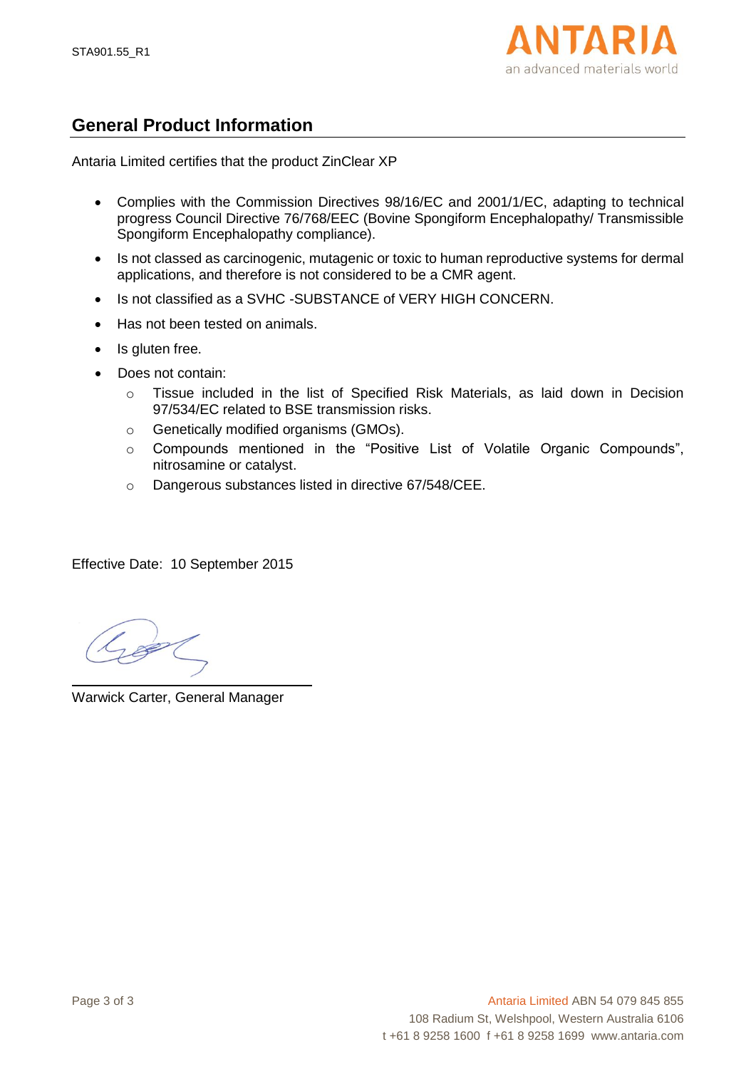## General Product Information

Antaria Limited certifies that the product ZinClear XP

- Complies with the Commission Directives 98/16/EC and 2001/1/EC, adapting to technical progress Council Directive 76/768/EEC (Bovine Spongiform Encephalopathy/ Transmissible Spongiform Encephalopathy compliance).
- Is not classed as carcinogenic, mutagenic or toxic to human reproductive systems for dermal applications, and therefore is not considered to be a CMR agent.
- Is not classified as a SVHC -SUBSTANCE of VERY HIGH CONCERN.
- Has not been tested on animals.
- Is gluten free.
- Does not contain:
  - Tissue included in the list of Specified Risk Materials, as laid down in Decision 97/534/EC related to BSE transmission risks.
  - Genetically modified organisms (GMOs).
  - Compounds mentioned in the "Positive List of Volatile Organic Compounds", nitrosamine or catalyst.
  - Dangerous substances listed in directive 67/548/CEE.

Effective Date: 10 September 2015

Warwick Carter, General Manager

Antaria Limited ABN 54 079 845 855
108 Radium St, Welshpool, Western Australia 6106
t +61 8 9258 1600 f +61 8 9258 1699 www.antaria.com